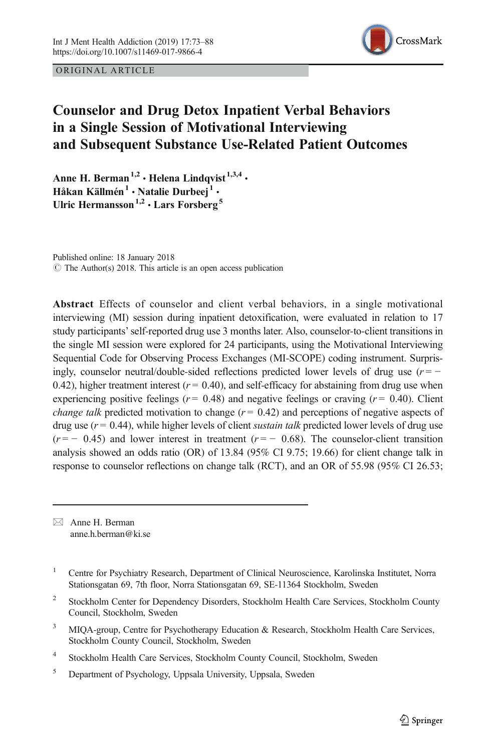ORIGINAL ARTICLE

# Counselor and Drug Detox Inpatient Verbal Behaviors in a Single Session of Motivational Interviewing and Subsequent Substance Use-Related Patient Outcomes

**Anne H. Berman**[1,2] **· Helena Lindqvist**[1,3,4] **· Håkan Källmén**[1] **· Natalie Durbeej**[1] **· Ulric Hermansson**[1,2] **· Lars Forsberg**[5]

Published online: 18 January 2018
© The Author(s) 2018. This article is an open access publication

**Abstract** Effects of counselor and client verbal behaviors, in a single motivational interviewing (MI) session during inpatient detoxification, were evaluated in relation to 17 study participants' self-reported drug use 3 months later. Also, counselor-to-client transitions in the single MI session were explored for 24 participants, using the Motivational Interviewing Sequential Code for Observing Process Exchanges (MI-SCOPE) coding instrument. Surprisingly, counselor neutral/double-sided reflections predicted lower levels of drug use ($r = -0.42$), higher treatment interest ($r = 0.40$), and self-efficacy for abstaining from drug use when experiencing positive feelings ($r = 0.48$) and negative feelings or craving ($r = 0.40$). Client *change talk* predicted motivation to change ($r = 0.42$) and perceptions of negative aspects of drug use ($r = 0.44$), while higher levels of client *sustain talk* predicted lower levels of drug use ($r = -0.45$) and lower interest in treatment ($r = -0.68$). The counselor-client transition analysis showed an odds ratio (OR) of 13.84 (95% CI 9.75; 19.66) for client change talk in response to counselor reflections on change talk (RCT), and an OR of 55.98 (95% CI 26.53;

✉ Anne H. Berman
anne.h.berman@ki.se

1 Centre for Psychiatry Research, Department of Clinical Neuroscience, Karolinska Institutet, Norra Stationsgatan 69, 7th floor, Norra Stationsgatan 69, SE-11364 Stockholm, Sweden

2 Stockholm Center for Dependency Disorders, Stockholm Health Care Services, Stockholm County Council, Stockholm, Sweden

3 MIQA-group, Centre for Psychotherapy Education & Research, Stockholm Health Care Services, Stockholm County Council, Stockholm, Sweden

4 Stockholm Health Care Services, Stockholm County Council, Stockholm, Sweden

5 Department of Psychology, Uppsala University, Uppsala, Sweden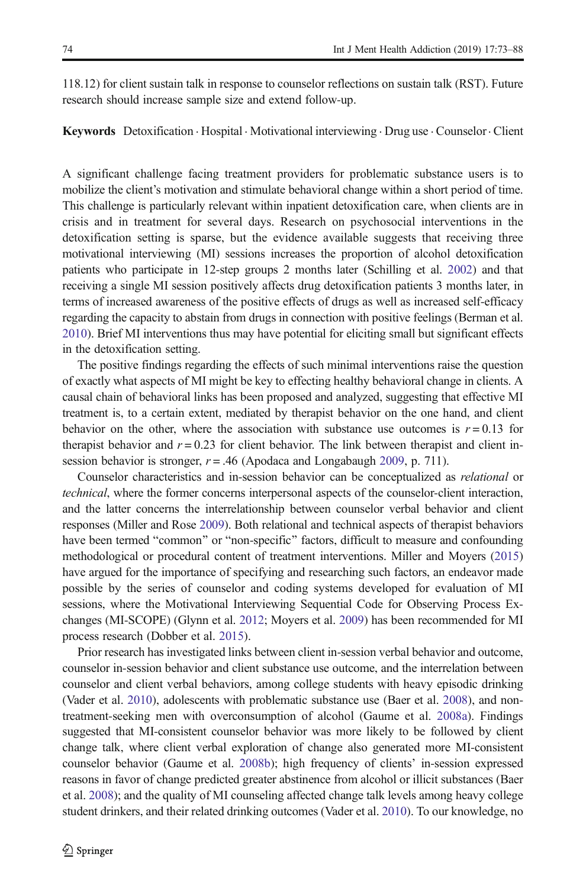118.12) for client sustain talk in response to counselor reflections on sustain talk (RST). Future research should increase sample size and extend follow-up.

**Keywords** Detoxification · Hospital · Motivational interviewing · Drug use · Counselor · Client

A significant challenge facing treatment providers for problematic substance users is to mobilize the client's motivation and stimulate behavioral change within a short period of time. This challenge is particularly relevant within inpatient detoxification care, when clients are in crisis and in treatment for several days. Research on psychosocial interventions in the detoxification setting is sparse, but the evidence available suggests that receiving three motivational interviewing (MI) sessions increases the proportion of alcohol detoxification patients who participate in 12-step groups 2 months later (Schilling et al. 2002) and that receiving a single MI session positively affects drug detoxification patients 3 months later, in terms of increased awareness of the positive effects of drugs as well as increased self-efficacy regarding the capacity to abstain from drugs in connection with positive feelings (Berman et al. 2010). Brief MI interventions thus may have potential for eliciting small but significant effects in the detoxification setting.

The positive findings regarding the effects of such minimal interventions raise the question of exactly what aspects of MI might be key to effecting healthy behavioral change in clients. A causal chain of behavioral links has been proposed and analyzed, suggesting that effective MI treatment is, to a certain extent, mediated by therapist behavior on the one hand, and client behavior on the other, where the association with substance use outcomes is $r = 0.13$ for therapist behavior and $r = 0.23$ for client behavior. The link between therapist and client in-session behavior is stronger, $r = .46$ (Apodaca and Longabaugh 2009, p. 711).

Counselor characteristics and in-session behavior can be conceptualized as *relational* or *technical*, where the former concerns interpersonal aspects of the counselor-client interaction, and the latter concerns the interrelationship between counselor verbal behavior and client responses (Miller and Rose 2009). Both relational and technical aspects of therapist behaviors have been termed "common" or "non-specific" factors, difficult to measure and confounding methodological or procedural content of treatment interventions. Miller and Moyers (2015) have argued for the importance of specifying and researching such factors, an endeavor made possible by the series of counselor and coding systems developed for evaluation of MI sessions, where the Motivational Interviewing Sequential Code for Observing Process Exchanges (MI-SCOPE) (Glynn et al. 2012; Moyers et al. 2009) has been recommended for MI process research (Dobber et al. 2015).

Prior research has investigated links between client in-session verbal behavior and outcome, counselor in-session behavior and client substance use outcome, and the interrelation between counselor and client verbal behaviors, among college students with heavy episodic drinking (Vader et al. 2010), adolescents with problematic substance use (Baer et al. 2008), and non-treatment-seeking men with overconsumption of alcohol (Gaume et al. 2008a). Findings suggested that MI-consistent counselor behavior was more likely to be followed by client change talk, where client verbal exploration of change also generated more MI-consistent counselor behavior (Gaume et al. 2008b); high frequency of clients' in-session expressed reasons in favor of change predicted greater abstinence from alcohol or illicit substances (Baer et al. 2008); and the quality of MI counseling affected change talk levels among heavy college student drinkers, and their related drinking outcomes (Vader et al. 2010). To our knowledge, no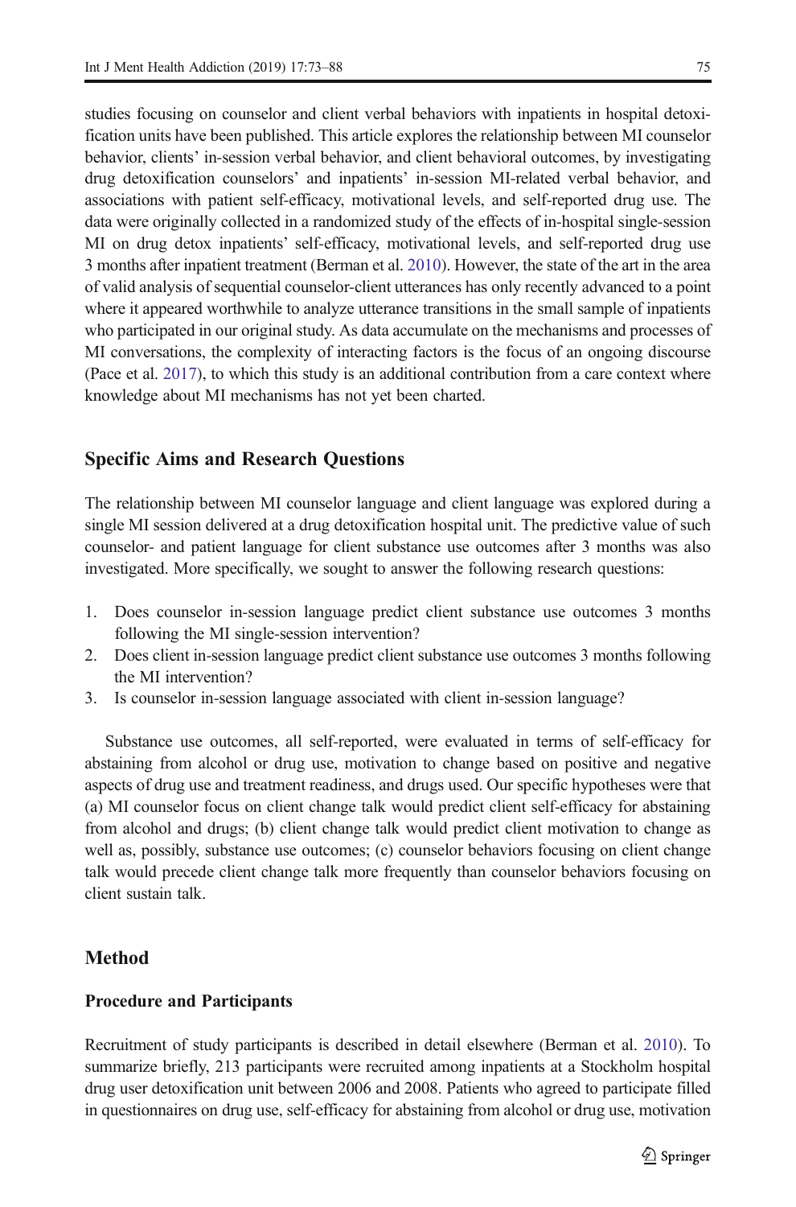studies focusing on counselor and client verbal behaviors with inpatients in hospital detoxification units have been published. This article explores the relationship between MI counselor behavior, clients' in-session verbal behavior, and client behavioral outcomes, by investigating drug detoxification counselors' and inpatients' in-session MI-related verbal behavior, and associations with patient self-efficacy, motivational levels, and self-reported drug use. The data were originally collected in a randomized study of the effects of in-hospital single-session MI on drug detox inpatients' self-efficacy, motivational levels, and self-reported drug use 3 months after inpatient treatment (Berman et al. 2010). However, the state of the art in the area of valid analysis of sequential counselor-client utterances has only recently advanced to a point where it appeared worthwhile to analyze utterance transitions in the small sample of inpatients who participated in our original study. As data accumulate on the mechanisms and processes of MI conversations, the complexity of interacting factors is the focus of an ongoing discourse (Pace et al. 2017), to which this study is an additional contribution from a care context where knowledge about MI mechanisms has not yet been charted.

## Specific Aims and Research Questions

The relationship between MI counselor language and client language was explored during a single MI session delivered at a drug detoxification hospital unit. The predictive value of such counselor- and patient language for client substance use outcomes after 3 months was also investigated. More specifically, we sought to answer the following research questions:

1. Does counselor in-session language predict client substance use outcomes 3 months following the MI single-session intervention?
2. Does client in-session language predict client substance use outcomes 3 months following the MI intervention?
3. Is counselor in-session language associated with client in-session language?

Substance use outcomes, all self-reported, were evaluated in terms of self-efficacy for abstaining from alcohol or drug use, motivation to change based on positive and negative aspects of drug use and treatment readiness, and drugs used. Our specific hypotheses were that (a) MI counselor focus on client change talk would predict client self-efficacy for abstaining from alcohol and drugs; (b) client change talk would predict client motivation to change as well as, possibly, substance use outcomes; (c) counselor behaviors focusing on client change talk would precede client change talk more frequently than counselor behaviors focusing on client sustain talk.

## Method

### Procedure and Participants

Recruitment of study participants is described in detail elsewhere (Berman et al. 2010). To summarize briefly, 213 participants were recruited among inpatients at a Stockholm hospital drug user detoxification unit between 2006 and 2008. Patients who agreed to participate filled in questionnaires on drug use, self-efficacy for abstaining from alcohol or drug use, motivation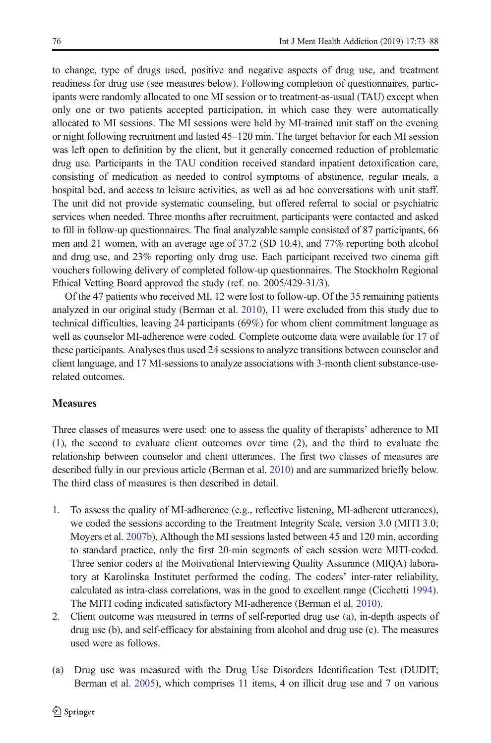to change, type of drugs used, positive and negative aspects of drug use, and treatment readiness for drug use (see measures below). Following completion of questionnaires, participants were randomly allocated to one MI session or to treatment-as-usual (TAU) except when only one or two patients accepted participation, in which case they were automatically allocated to MI sessions. The MI sessions were held by MI-trained unit staff on the evening or night following recruitment and lasted 45–120 min. The target behavior for each MI session was left open to definition by the client, but it generally concerned reduction of problematic drug use. Participants in the TAU condition received standard inpatient detoxification care, consisting of medication as needed to control symptoms of abstinence, regular meals, a hospital bed, and access to leisure activities, as well as ad hoc conversations with unit staff. The unit did not provide systematic counseling, but offered referral to social or psychiatric services when needed. Three months after recruitment, participants were contacted and asked to fill in follow-up questionnaires. The final analyzable sample consisted of 87 participants, 66 men and 21 women, with an average age of 37.2 (SD 10.4), and 77% reporting both alcohol and drug use, and 23% reporting only drug use. Each participant received two cinema gift vouchers following delivery of completed follow-up questionnaires. The Stockholm Regional Ethical Vetting Board approved the study (ref. no. 2005/429-31/3).

Of the 47 patients who received MI, 12 were lost to follow-up. Of the 35 remaining patients analyzed in our original study (Berman et al. 2010), 11 were excluded from this study due to technical difficulties, leaving 24 participants (69%) for whom client commitment language as well as counselor MI-adherence were coded. Complete outcome data were available for 17 of these participants. Analyses thus used 24 sessions to analyze transitions between counselor and client language, and 17 MI-sessions to analyze associations with 3-month client substance-use-related outcomes.

### Measures

Three classes of measures were used: one to assess the quality of therapists' adherence to MI (1), the second to evaluate client outcomes over time (2), and the third to evaluate the relationship between counselor and client utterances. The first two classes of measures are described fully in our previous article (Berman et al. 2010) and are summarized briefly below. The third class of measures is then described in detail.

1. To assess the quality of MI-adherence (e.g., reflective listening, MI-adherent utterances), we coded the sessions according to the Treatment Integrity Scale, version 3.0 (MITI 3.0; Moyers et al. 2007b). Although the MI sessions lasted between 45 and 120 min, according to standard practice, only the first 20-min segments of each session were MITI-coded. Three senior coders at the Motivational Interviewing Quality Assurance (MIQA) laboratory at Karolinska Institutet performed the coding. The coders' inter-rater reliability, calculated as intra-class correlations, was in the good to excellent range (Cicchetti 1994). The MITI coding indicated satisfactory MI-adherence (Berman et al. 2010).
2. Client outcome was measured in terms of self-reported drug use (a), in-depth aspects of drug use (b), and self-efficacy for abstaining from alcohol and drug use (c). The measures used were as follows.

(a) Drug use was measured with the Drug Use Disorders Identification Test (DUDIT; Berman et al. 2005), which comprises 11 items, 4 on illicit drug use and 7 on various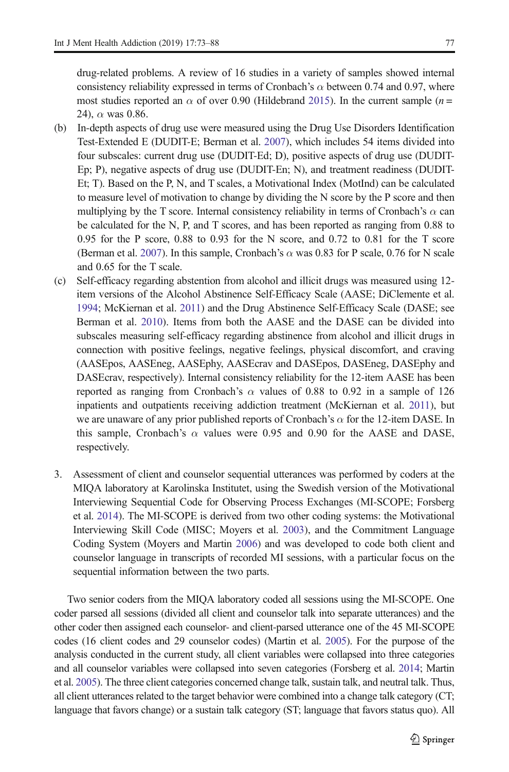drug-related problems. A review of 16 studies in a variety of samples showed internal consistency reliability expressed in terms of Cronbach's $\alpha$ between 0.74 and 0.97, where most studies reported an $\alpha$ of over 0.90 (Hildebrand 2015). In the current sample ($n = 24$), $\alpha$ was 0.86.

(b) In-depth aspects of drug use were measured using the Drug Use Disorders Identification Test-Extended E (DUDIT-E; Berman et al. 2007), which includes 54 items divided into four subscales: current drug use (DUDIT-Ed; D), positive aspects of drug use (DUDIT-Ep; P), negative aspects of drug use (DUDIT-En; N), and treatment readiness (DUDIT-Et; T). Based on the P, N, and T scales, a Motivational Index (MotInd) can be calculated to measure level of motivation to change by dividing the N score by the P score and then multiplying by the T score. Internal consistency reliability in terms of Cronbach's $\alpha$ can be calculated for the N, P, and T scores, and has been reported as ranging from 0.88 to 0.95 for the P score, 0.88 to 0.93 for the N score, and 0.72 to 0.81 for the T score (Berman et al. 2007). In this sample, Cronbach's $\alpha$ was 0.83 for P scale, 0.76 for N scale and 0.65 for the T scale.

(c) Self-efficacy regarding abstention from alcohol and illicit drugs was measured using 12-item versions of the Alcohol Abstinence Self-Efficacy Scale (AASE; DiClemente et al. 1994; McKiernan et al. 2011) and the Drug Abstinence Self-Efficacy Scale (DASE; see Berman et al. 2010). Items from both the AASE and the DASE can be divided into subscales measuring self-efficacy regarding abstinence from alcohol and illicit drugs in connection with positive feelings, negative feelings, physical discomfort, and craving (AASEpos, AASEneg, AASEphy, AASEcrav and DASEpos, DASEneg, DASEphy and DASEcrav, respectively). Internal consistency reliability for the 12-item AASE has been reported as ranging from Cronbach's $\alpha$ values of 0.88 to 0.92 in a sample of 126 inpatients and outpatients receiving addiction treatment (McKiernan et al. 2011), but we are unaware of any prior published reports of Cronbach's $\alpha$ for the 12-item DASE. In this sample, Cronbach's $\alpha$ values were 0.95 and 0.90 for the AASE and DASE, respectively.

3. Assessment of client and counselor sequential utterances was performed by coders at the MIQA laboratory at Karolinska Institutet, using the Swedish version of the Motivational Interviewing Sequential Code for Observing Process Exchanges (MI-SCOPE; Forsberg et al. 2014). The MI-SCOPE is derived from two other coding systems: the Motivational Interviewing Skill Code (MISC; Moyers et al. 2003), and the Commitment Language Coding System (Moyers and Martin 2006) and was developed to code both client and counselor language in transcripts of recorded MI sessions, with a particular focus on the sequential information between the two parts.

Two senior coders from the MIQA laboratory coded all sessions using the MI-SCOPE. One coder parsed all sessions (divided all client and counselor talk into separate utterances) and the other coder then assigned each counselor- and client-parsed utterance one of the 45 MI-SCOPE codes (16 client codes and 29 counselor codes) (Martin et al. 2005). For the purpose of the analysis conducted in the current study, all client variables were collapsed into three categories and all counselor variables were collapsed into seven categories (Forsberg et al. 2014; Martin et al. 2005). The three client categories concerned change talk, sustain talk, and neutral talk. Thus, all client utterances related to the target behavior were combined into a change talk category (CT; language that favors change) or a sustain talk category (ST; language that favors status quo). All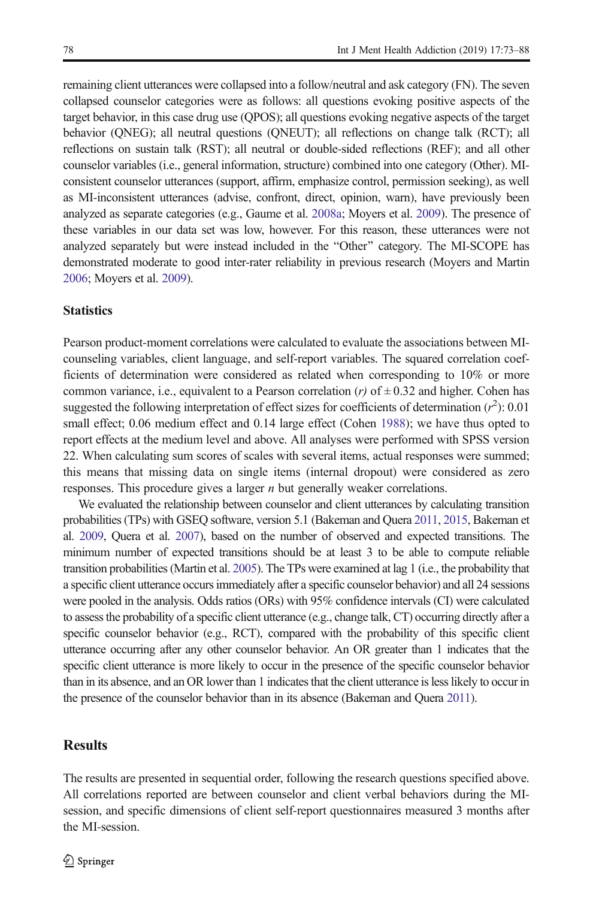remaining client utterances were collapsed into a follow/neutral and ask category (FN). The seven collapsed counselor categories were as follows: all questions evoking positive aspects of the target behavior, in this case drug use (QPOS); all questions evoking negative aspects of the target behavior (QNEG); all neutral questions (QNEUT); all reflections on change talk (RCT); all reflections on sustain talk (RST); all neutral or double-sided reflections (REF); and all other counselor variables (i.e., general information, structure) combined into one category (Other). MI-consistent counselor utterances (support, affirm, emphasize control, permission seeking), as well as MI-inconsistent utterances (advise, confront, direct, opinion, warn), have previously been analyzed as separate categories (e.g., Gaume et al. 2008a; Moyers et al. 2009). The presence of these variables in our data set was low, however. For this reason, these utterances were not analyzed separately but were instead included in the "Other" category. The MI-SCOPE has demonstrated moderate to good inter-rater reliability in previous research (Moyers and Martin 2006; Moyers et al. 2009).

### Statistics

Pearson product-moment correlations were calculated to evaluate the associations between MI-counseling variables, client language, and self-report variables. The squared correlation coefficients of determination were considered as related when corresponding to 10% or more common variance, i.e., equivalent to a Pearson correlation (*r*) of $\pm 0.32$ and higher. Cohen has suggested the following interpretation of effect sizes for coefficients of determination ($r^2$): 0.01 small effect; 0.06 medium effect and 0.14 large effect (Cohen 1988); we have thus opted to report effects at the medium level and above. All analyses were performed with SPSS version 22. When calculating sum scores of scales with several items, actual responses were summed; this means that missing data on single items (internal dropout) were considered as zero responses. This procedure gives a larger *n* but generally weaker correlations.

We evaluated the relationship between counselor and client utterances by calculating transition probabilities (TPs) with GSEQ software, version 5.1 (Bakeman and Quera 2011, 2015, Bakeman et al. 2009, Quera et al. 2007), based on the number of observed and expected transitions. The minimum number of expected transitions should be at least 3 to be able to compute reliable transition probabilities (Martin et al. 2005). The TPs were examined at lag 1 (i.e., the probability that a specific client utterance occurs immediately after a specific counselor behavior) and all 24 sessions were pooled in the analysis. Odds ratios (ORs) with 95% confidence intervals (CI) were calculated to assess the probability of a specific client utterance (e.g., change talk, CT) occurring directly after a specific counselor behavior (e.g., RCT), compared with the probability of this specific client utterance occurring after any other counselor behavior. An OR greater than 1 indicates that the specific client utterance is more likely to occur in the presence of the specific counselor behavior than in its absence, and an OR lower than 1 indicates that the client utterance is less likely to occur in the presence of the counselor behavior than in its absence (Bakeman and Quera 2011).

## Results

The results are presented in sequential order, following the research questions specified above. All correlations reported are between counselor and client verbal behaviors during the MI-session, and specific dimensions of client self-report questionnaires measured 3 months after the MI-session.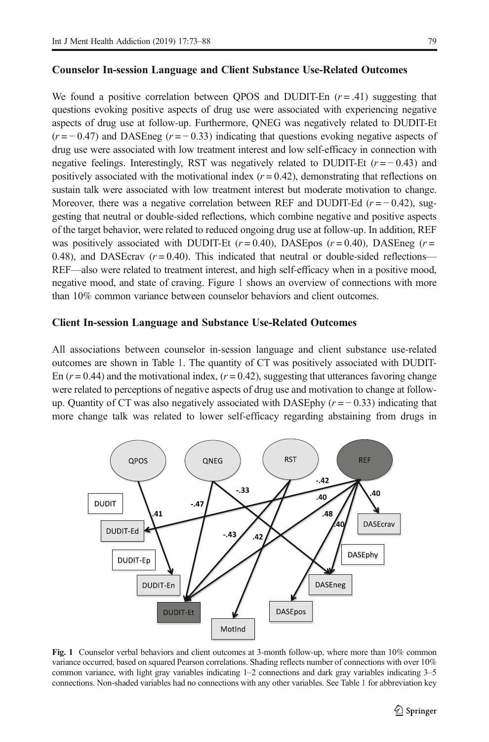### Counselor In-session Language and Client Substance Use-Related Outcomes

We found a positive correlation between QPOS and DUDIT-En ($r = .41$) suggesting that questions evoking positive aspects of drug use were associated with experiencing negative aspects of drug use at follow-up. Furthermore, QNEG was negatively related to DUDIT-Et ($r = -0.47$) and DASEneg ($r = -0.33$) indicating that questions evoking negative aspects of drug use were associated with low treatment interest and low self-efficacy in connection with negative feelings. Interestingly, RST was negatively related to DUDIT-Et ($r = -0.43$) and positively associated with the motivational index ($r = 0.42$), demonstrating that reflections on sustain talk were associated with low treatment interest but moderate motivation to change. Moreover, there was a negative correlation between REF and DUDIT-Ed ($r = -0.42$), suggesting that neutral or double-sided reflections, which combine negative and positive aspects of the target behavior, were related to reduced ongoing drug use at follow-up. In addition, REF was positively associated with DUDIT-Et ($r = 0.40$), DASEpos ($r = 0.40$), DASEneg ($r = 0.48$), and DASEcrav ($r = 0.40$). This indicated that neutral or double-sided reflections—REF—also were related to treatment interest, and high self-efficacy when in a positive mood, negative mood, and state of craving. Figure 1 shows an overview of connections with more than 10% common variance between counselor behaviors and client outcomes.

### Client In-session Language and Substance Use-Related Outcomes

All associations between counselor in-session language and client substance use-related outcomes are shown in Table 1. The quantity of CT was positively associated with DUDIT-En ($r = 0.44$) and the motivational index, ($r = 0.42$), suggesting that utterances favoring change were related to perceptions of negative aspects of drug use and motivation to change at follow-up. Quantity of CT was also negatively associated with DASEphy ($r = -0.33$) indicating that more change talk was related to lower self-efficacy regarding abstaining from drugs in

**Fig. 1** Counselor verbal behaviors and client outcomes at 3-month follow-up, where more than 10% common variance occurred, based on squared Pearson correlations. Shading reflects number of connections with over 10% common variance, with light gray variables indicating 1–2 connections and dark gray variables indicating 3–5 connections. Non-shaded variables had no connections with any other variables. See Table 1 for abbreviation key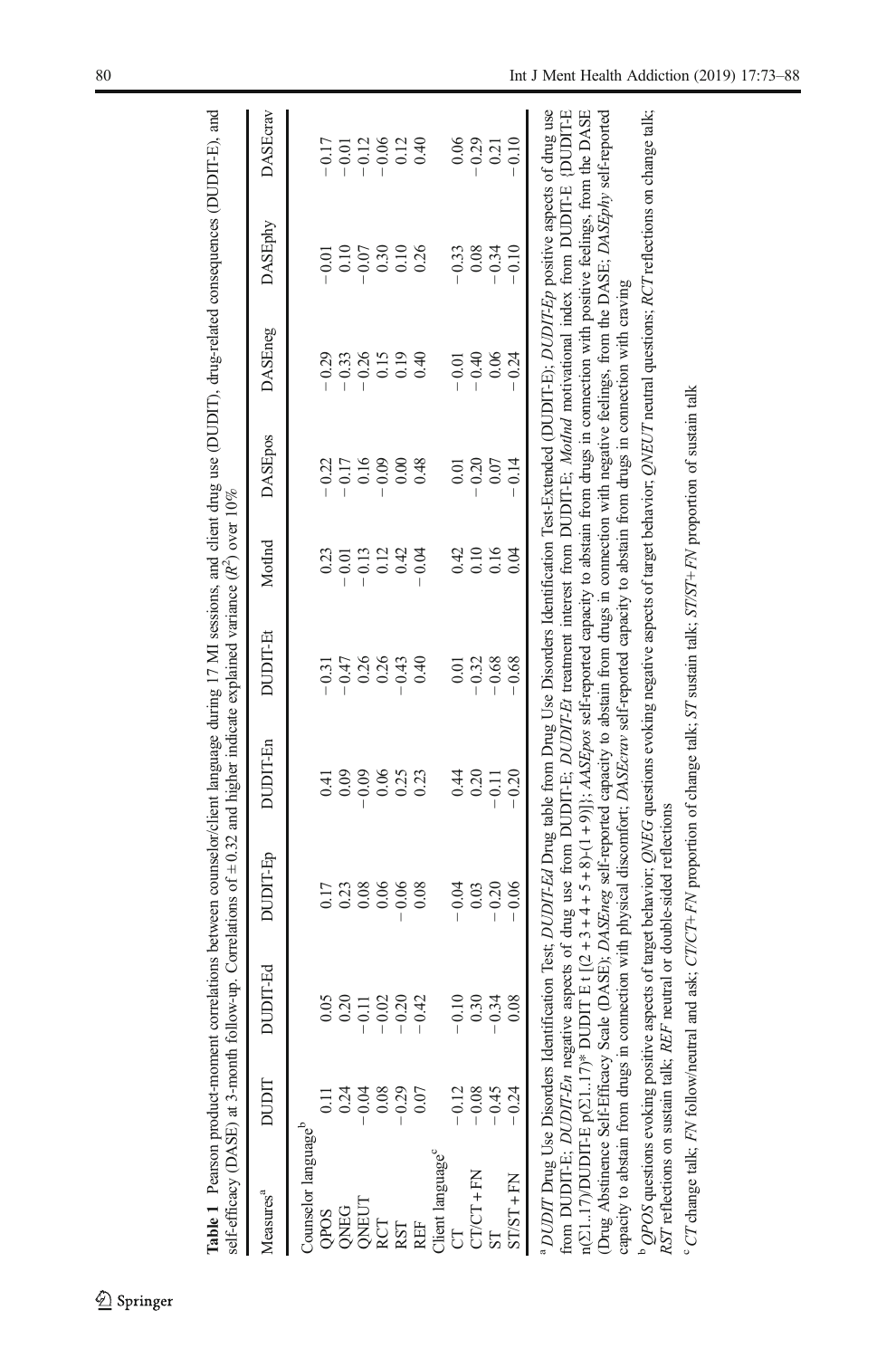**Table 1** Pearson product-moment correlations between counselor/client language during 17 MI sessions, and client drug use (DUDIT), drug-related consequences (DUDIT-E), and self-efficacy (DASE) at 3-month follow-up. Correlations of ±0.32 and higher indicate explained variance ($R^2$) over 10%

| Measures[a] | DUDIT | DUDIT-Ed | DUDIT-Ep | DUDIT-En | DUDIT-Et | MotInd | DASEpos | DASEneg | DASEphy | DASEcrav |
|---|---|---|---|---|---|---|---|---|---|---|
| Counselor language[b] | | | | | | | | | | |
| QPOS | 0.11 | 0.05 | 0.17 | 0.41 | −0.31 | 0.23 | −0.22 | −0.29 | −0.01 | −0.17 |
| QNEG | 0.24 | 0.20 | 0.23 | 0.09 | −0.47 | −0.01 | −0.17 | −0.33 | 0.10 | −0.01 |
| QNEUT | −0.04 | −0.11 | 0.08 | −0.09 | 0.26 | −0.13 | 0.16 | −0.26 | −0.07 | −0.12 |
| RCT | 0.08 | −0.02 | 0.06 | 0.06 | 0.26 | 0.12 | −0.09 | 0.15 | 0.30 | −0.06 |
| RST | −0.29 | −0.20 | −0.06 | 0.25 | −0.43 | 0.42 | 0.00 | 0.19 | 0.10 | 0.12 |
| REF | 0.07 | −0.42 | 0.08 | 0.23 | 0.40 | −0.04 | 0.48 | 0.40 | 0.26 | 0.40 |
| Client language[c] | | | | | | | | | | |
| CT | −0.12 | −0.10 | −0.04 | 0.44 | 0.01 | 0.42 | 0.01 | −0.01 | −0.33 | 0.06 |
| CT/CT + FN | −0.08 | 0.30 | 0.03 | 0.20 | −0.32 | 0.10 | −0.20 | −0.40 | 0.08 | −0.29 |
| ST | −0.45 | −0.34 | −0.20 | −0.11 | −0.68 | 0.16 | 0.07 | 0.06 | −0.34 | 0.21 |
| ST/ST + FN | −0.24 | 0.08 | −0.06 | −0.20 | −0.68 | 0.04 | −0.14 | −0.24 | −0.10 | −0.10 |

[a] *DUDIT* Drug Use Disorders Identification Test; *DUDIT-Ed* Drug table from Drug Use Disorders Identification Test-Extended (DUDIT-E); *DUDIT-Ep* positive aspects of drug use from DUDIT-E; *DUDIT-En* negative aspects of drug use from DUDIT-E; *DUDIT-Et* treatment interest from DUDIT-E; *MotInd* motivational index from DUDIT-E {DUDIT-E n(Σ1..17)/DUDIT-E p(Σ1..17)* DUDIT E t [(2 + 3 + 4 + 5 + 8)-(1 + 9)]}; *AASEpos* self-reported capacity to abstain from drugs in connection with positive feelings, from the DASE (Drug Abstinence Self-Efficacy Scale (DASE); *DASEneg* self-reported capacity to abstain from drugs in connection with negative feelings, from the DASE; *DASEphy* self-reported capacity to abstain from drugs in connection with physical discomfort; *DASEcrav* self-reported capacity to abstain from drugs in connection with craving

[b] *QPOS* questions evoking positive aspects of target behavior; *QNEG* questions evoking negative aspects of target behavior; *QNEUT* neutral questions; *RCT* reflections on change talk; *RST* reflections on sustain talk; *REF* neutral or double-sided reflections

[c] *CT* change talk; *FN* follow/neutral and ask; *CT/CT+ FN* proportion of change talk; *ST* sustain talk; *ST/ST+ FN* proportion of sustain talk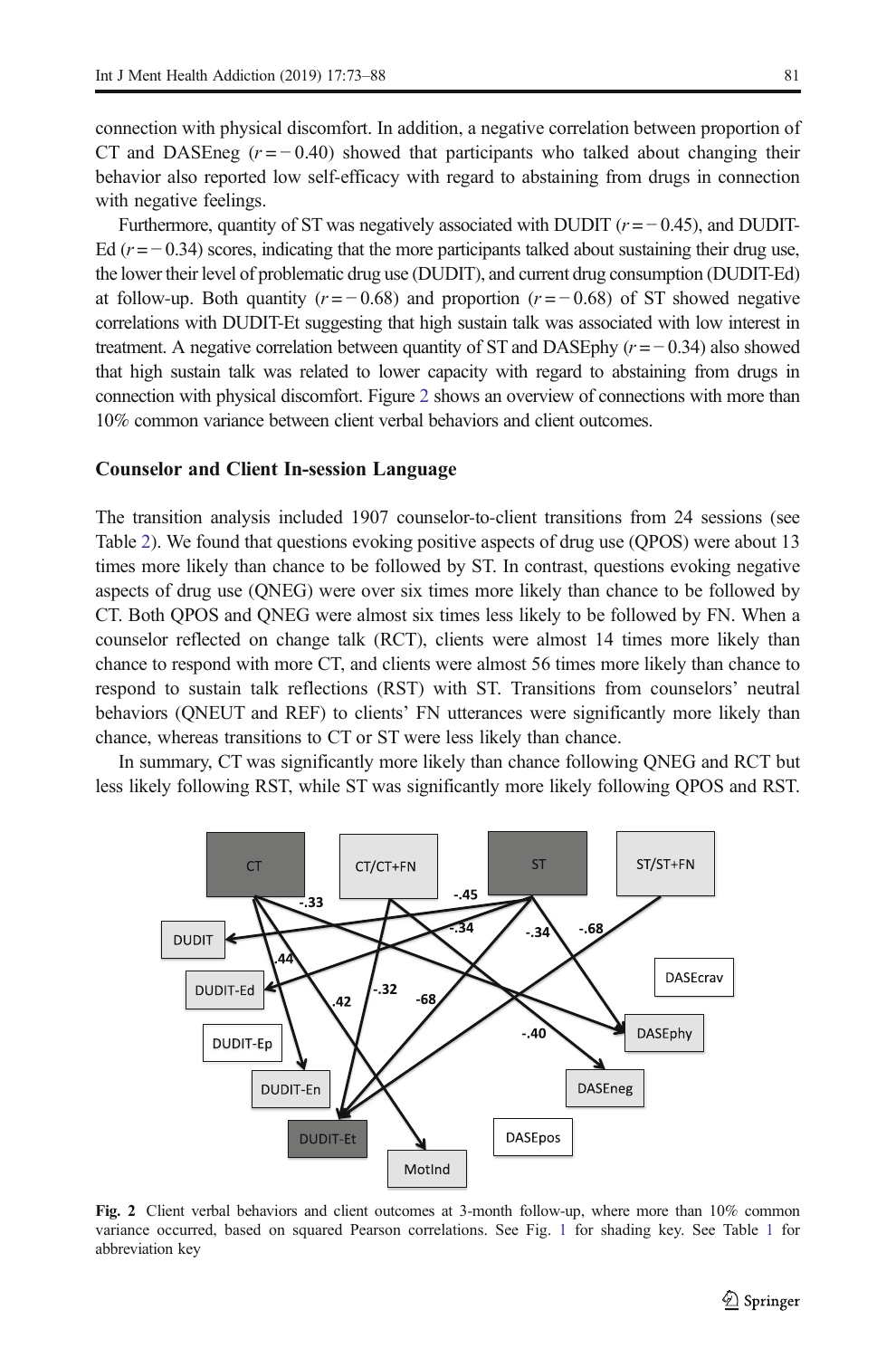connection with physical discomfort. In addition, a negative correlation between proportion of CT and DASEneg ($r = -0.40$) showed that participants who talked about changing their behavior also reported low self-efficacy with regard to abstaining from drugs in connection with negative feelings.

Furthermore, quantity of ST was negatively associated with DUDIT ($r = -0.45$), and DUDIT-Ed ($r = -0.34$) scores, indicating that the more participants talked about sustaining their drug use, the lower their level of problematic drug use (DUDIT), and current drug consumption (DUDIT-Ed) at follow-up. Both quantity ($r = -0.68$) and proportion ($r = -0.68$) of ST showed negative correlations with DUDIT-Et suggesting that high sustain talk was associated with low interest in treatment. A negative correlation between quantity of ST and DASEphy ($r = -0.34$) also showed that high sustain talk was related to lower capacity with regard to abstaining from drugs in connection with physical discomfort. Figure 2 shows an overview of connections with more than 10% common variance between client verbal behaviors and client outcomes.

### Counselor and Client In-session Language

The transition analysis included 1907 counselor-to-client transitions from 24 sessions (see Table 2). We found that questions evoking positive aspects of drug use (QPOS) were about 13 times more likely than chance to be followed by ST. In contrast, questions evoking negative aspects of drug use (QNEG) were over six times more likely than chance to be followed by CT. Both QPOS and QNEG were almost six times less likely to be followed by FN. When a counselor reflected on change talk (RCT), clients were almost 14 times more likely than chance to respond with more CT, and clients were almost 56 times more likely than chance to respond to sustain talk reflections (RST) with ST. Transitions from counselors' neutral behaviors (QNEUT and REF) to clients' FN utterances were significantly more likely than chance, whereas transitions to CT or ST were less likely than chance.

In summary, CT was significantly more likely than chance following QNEG and RCT but less likely following RST, while ST was significantly more likely following QPOS and RST.

**Fig. 2** Client verbal behaviors and client outcomes at 3-month follow-up, where more than 10% common variance occurred, based on squared Pearson correlations. See Fig. 1 for shading key. See Table 1 for abbreviation key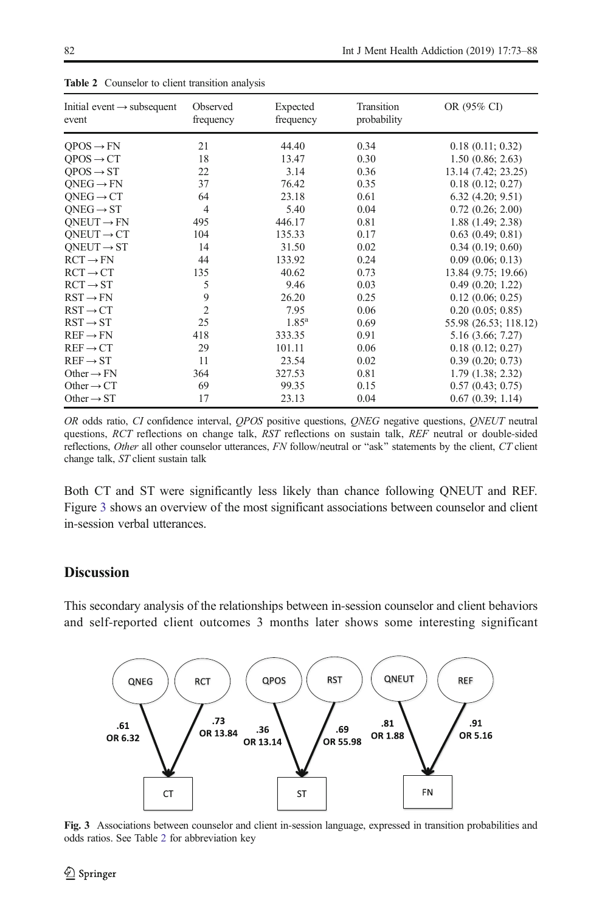**Table 2** Counselor to client transition analysis

| Initial event → subsequent event | Observed frequency | Expected frequency | Transition probability | OR (95% CI) |
|---|---|---|---|---|
| QPOS → FN | 21 | 44.40 | 0.34 | 0.18 (0.11; 0.32) |
| QPOS → CT | 18 | 13.47 | 0.30 | 1.50 (0.86; 2.63) |
| QPOS → ST | 22 | 3.14 | 0.36 | 13.14 (7.42; 23.25) |
| QNEG → FN | 37 | 76.42 | 0.35 | 0.18 (0.12; 0.27) |
| QNEG → CT | 64 | 23.18 | 0.61 | 6.32 (4.20; 9.51) |
| QNEG → ST | 4 | 5.40 | 0.04 | 0.72 (0.26; 2.00) |
| QNEUT → FN | 495 | 446.17 | 0.81 | 1.88 (1.49; 2.38) |
| QNEUT → CT | 104 | 135.33 | 0.17 | 0.63 (0.49; 0.81) |
| QNEUT → ST | 14 | 31.50 | 0.02 | 0.34 (0.19; 0.60) |
| RCT → FN | 44 | 133.92 | 0.24 | 0.09 (0.06; 0.13) |
| RCT → CT | 135 | 40.62 | 0.73 | 13.84 (9.75; 19.66) |
| RCT → ST | 5 | 9.46 | 0.03 | 0.49 (0.20; 1.22) |
| RST → FN | 9 | 26.20 | 0.25 | 0.12 (0.06; 0.25) |
| RST → CT | 2 | 7.95 | 0.06 | 0.20 (0.05; 0.85) |
| RST → ST | 25 | 1.85[a] | 0.69 | 55.98 (26.53; 118.12) |
| REF → FN | 418 | 333.35 | 0.91 | 5.16 (3.66; 7.27) |
| REF → CT | 29 | 101.11 | 0.06 | 0.18 (0.12; 0.27) |
| REF → ST | 11 | 23.54 | 0.02 | 0.39 (0.20; 0.73) |
| Other → FN | 364 | 327.53 | 0.81 | 1.79 (1.38; 2.32) |
| Other → CT | 69 | 99.35 | 0.15 | 0.57 (0.43; 0.75) |
| Other → ST | 17 | 23.13 | 0.04 | 0.67 (0.39; 1.14) |

*OR* odds ratio, *CI* confidence interval, *QPOS* positive questions, *QNEG* negative questions, *QNEUT* neutral questions, *RCT* reflections on change talk, *RST* reflections on sustain talk, *REF* neutral or double-sided reflections, *Other* all other counselor utterances, *FN* follow/neutral or "ask" statements by the client, *CT* client change talk, *ST* client sustain talk

Both CT and ST were significantly less likely than chance following QNEUT and REF. Figure 3 shows an overview of the most significant associations between counselor and client in-session verbal utterances.

## Discussion

This secondary analysis of the relationships between in-session counselor and client behaviors and self-reported client outcomes 3 months later shows some interesting significant

**Fig. 3** Associations between counselor and client in-session language, expressed in transition probabilities and odds ratios. See Table 2 for abbreviation key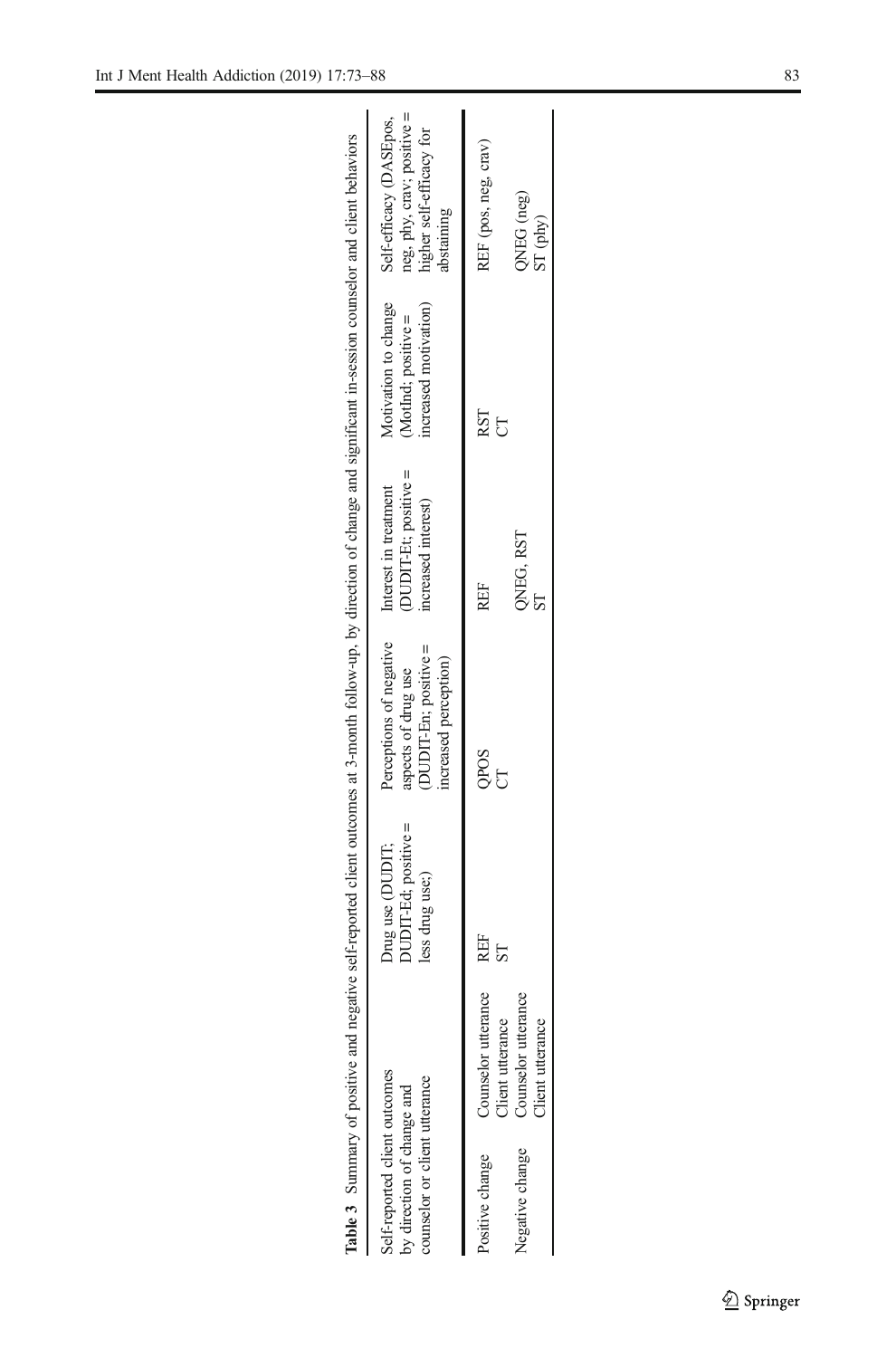**Table 3** Summary of positive and negative self-reported client outcomes at 3-month follow-up, by direction of change and significant in-session counselor and client behaviors

| Self-reported client outcomes by direction of change and counselor or client utterance | | Drug use (DUDIT; DUDIT-Ed; positive = less drug use;) | Perceptions of negative aspects of drug use (DUDIT-En; positive = increased perception) | Interest in treatment (DUDIT-Et; positive = increased interest) | Motivation to change (MotInd; positive = increased motivation) | Self-efficacy (DASEpos, neg, phy, crav; positive = higher self-efficacy for abstaining |
|---|---|---|---|---|---|---|
| Positive change | Counselor utterance | REF | QPOS | REF | RST | REF (pos, neg, crav) |
| | Client utterance | ST | CT | | CT | |
| Negative change | Counselor utterance | | | QNEG, RST | | QNEG (neg) |
| | Client utterance | | | ST | | ST (phy) |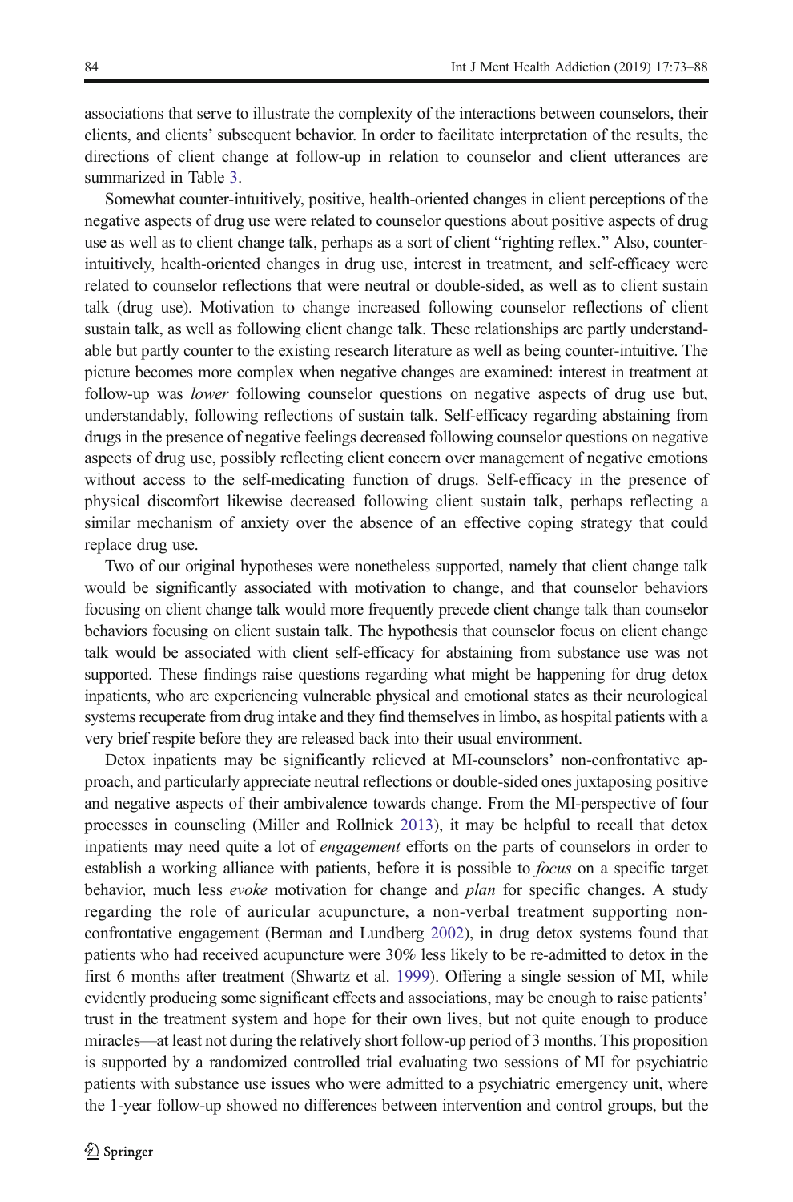associations that serve to illustrate the complexity of the interactions between counselors, their clients, and clients' subsequent behavior. In order to facilitate interpretation of the results, the directions of client change at follow-up in relation to counselor and client utterances are summarized in Table 3.

Somewhat counter-intuitively, positive, health-oriented changes in client perceptions of the negative aspects of drug use were related to counselor questions about positive aspects of drug use as well as to client change talk, perhaps as a sort of client "righting reflex." Also, counter-intuitively, health-oriented changes in drug use, interest in treatment, and self-efficacy were related to counselor reflections that were neutral or double-sided, as well as to client sustain talk (drug use). Motivation to change increased following counselor reflections of client sustain talk, as well as following client change talk. These relationships are partly understandable but partly counter to the existing research literature as well as being counter-intuitive. The picture becomes more complex when negative changes are examined: interest in treatment at follow-up was *lower* following counselor questions on negative aspects of drug use but, understandably, following reflections of sustain talk. Self-efficacy regarding abstaining from drugs in the presence of negative feelings decreased following counselor questions on negative aspects of drug use, possibly reflecting client concern over management of negative emotions without access to the self-medicating function of drugs. Self-efficacy in the presence of physical discomfort likewise decreased following client sustain talk, perhaps reflecting a similar mechanism of anxiety over the absence of an effective coping strategy that could replace drug use.

Two of our original hypotheses were nonetheless supported, namely that client change talk would be significantly associated with motivation to change, and that counselor behaviors focusing on client change talk would more frequently precede client change talk than counselor behaviors focusing on client sustain talk. The hypothesis that counselor focus on client change talk would be associated with client self-efficacy for abstaining from substance use was not supported. These findings raise questions regarding what might be happening for drug detox inpatients, who are experiencing vulnerable physical and emotional states as their neurological systems recuperate from drug intake and they find themselves in limbo, as hospital patients with a very brief respite before they are released back into their usual environment.

Detox inpatients may be significantly relieved at MI-counselors' non-confrontative approach, and particularly appreciate neutral reflections or double-sided ones juxtaposing positive and negative aspects of their ambivalence towards change. From the MI-perspective of four processes in counseling (Miller and Rollnick 2013), it may be helpful to recall that detox inpatients may need quite a lot of *engagement* efforts on the parts of counselors in order to establish a working alliance with patients, before it is possible to *focus* on a specific target behavior, much less *evoke* motivation for change and *plan* for specific changes. A study regarding the role of auricular acupuncture, a non-verbal treatment supporting non-confrontative engagement (Berman and Lundberg 2002), in drug detox systems found that patients who had received acupuncture were 30% less likely to be re-admitted to detox in the first 6 months after treatment (Shwartz et al. 1999). Offering a single session of MI, while evidently producing some significant effects and associations, may be enough to raise patients' trust in the treatment system and hope for their own lives, but not quite enough to produce miracles—at least not during the relatively short follow-up period of 3 months. This proposition is supported by a randomized controlled trial evaluating two sessions of MI for psychiatric patients with substance use issues who were admitted to a psychiatric emergency unit, where the 1-year follow-up showed no differences between intervention and control groups, but the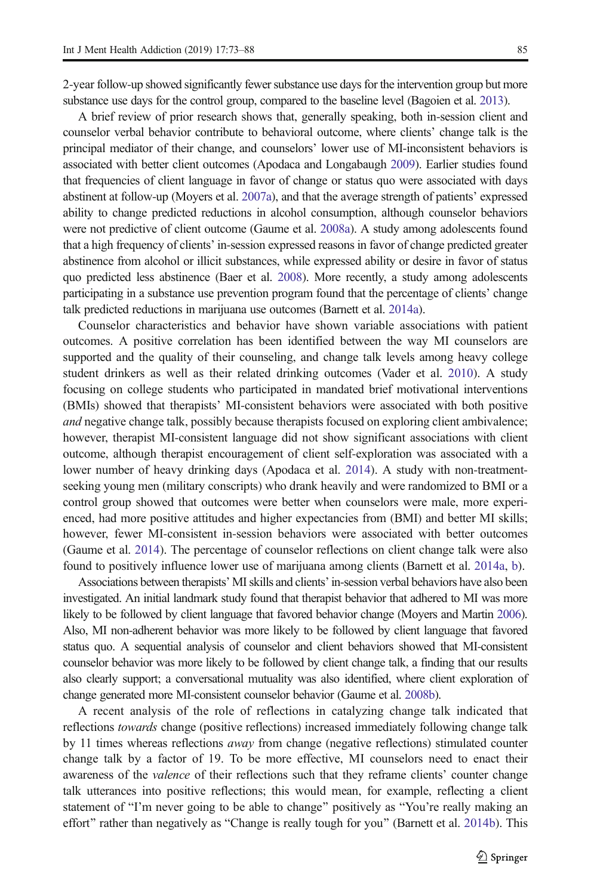2-year follow-up showed significantly fewer substance use days for the intervention group but more substance use days for the control group, compared to the baseline level (Bagoien et al. 2013).

A brief review of prior research shows that, generally speaking, both in-session client and counselor verbal behavior contribute to behavioral outcome, where clients' change talk is the principal mediator of their change, and counselors' lower use of MI-inconsistent behaviors is associated with better client outcomes (Apodaca and Longabaugh 2009). Earlier studies found that frequencies of client language in favor of change or status quo were associated with days abstinent at follow-up (Moyers et al. 2007a), and that the average strength of patients' expressed ability to change predicted reductions in alcohol consumption, although counselor behaviors were not predictive of client outcome (Gaume et al. 2008a). A study among adolescents found that a high frequency of clients' in-session expressed reasons in favor of change predicted greater abstinence from alcohol or illicit substances, while expressed ability or desire in favor of status quo predicted less abstinence (Baer et al. 2008). More recently, a study among adolescents participating in a substance use prevention program found that the percentage of clients' change talk predicted reductions in marijuana use outcomes (Barnett et al. 2014a).

Counselor characteristics and behavior have shown variable associations with patient outcomes. A positive correlation has been identified between the way MI counselors are supported and the quality of their counseling, and change talk levels among heavy college student drinkers as well as their related drinking outcomes (Vader et al. 2010). A study focusing on college students who participated in mandated brief motivational interventions (BMIs) showed that therapists' MI-consistent behaviors were associated with both positive *and* negative change talk, possibly because therapists focused on exploring client ambivalence; however, therapist MI-consistent language did not show significant associations with client outcome, although therapist encouragement of client self-exploration was associated with a lower number of heavy drinking days (Apodaca et al. 2014). A study with non-treatment-seeking young men (military conscripts) who drank heavily and were randomized to BMI or a control group showed that outcomes were better when counselors were male, more experienced, had more positive attitudes and higher expectancies from (BMI) and better MI skills; however, fewer MI-consistent in-session behaviors were associated with better outcomes (Gaume et al. 2014). The percentage of counselor reflections on client change talk were also found to positively influence lower use of marijuana among clients (Barnett et al. 2014a, b).

Associations between therapists' MI skills and clients' in-session verbal behaviors have also been investigated. An initial landmark study found that therapist behavior that adhered to MI was more likely to be followed by client language that favored behavior change (Moyers and Martin 2006). Also, MI non-adherent behavior was more likely to be followed by client language that favored status quo. A sequential analysis of counselor and client behaviors showed that MI-consistent counselor behavior was more likely to be followed by client change talk, a finding that our results also clearly support; a conversational mutuality was also identified, where client exploration of change generated more MI-consistent counselor behavior (Gaume et al. 2008b).

A recent analysis of the role of reflections in catalyzing change talk indicated that reflections *towards* change (positive reflections) increased immediately following change talk by 11 times whereas reflections *away* from change (negative reflections) stimulated counter change talk by a factor of 19. To be more effective, MI counselors need to enact their awareness of the *valence* of their reflections such that they reframe clients' counter change talk utterances into positive reflections; this would mean, for example, reflecting a client statement of "I'm never going to be able to change" positively as "You're really making an effort" rather than negatively as "Change is really tough for you" (Barnett et al. 2014b). This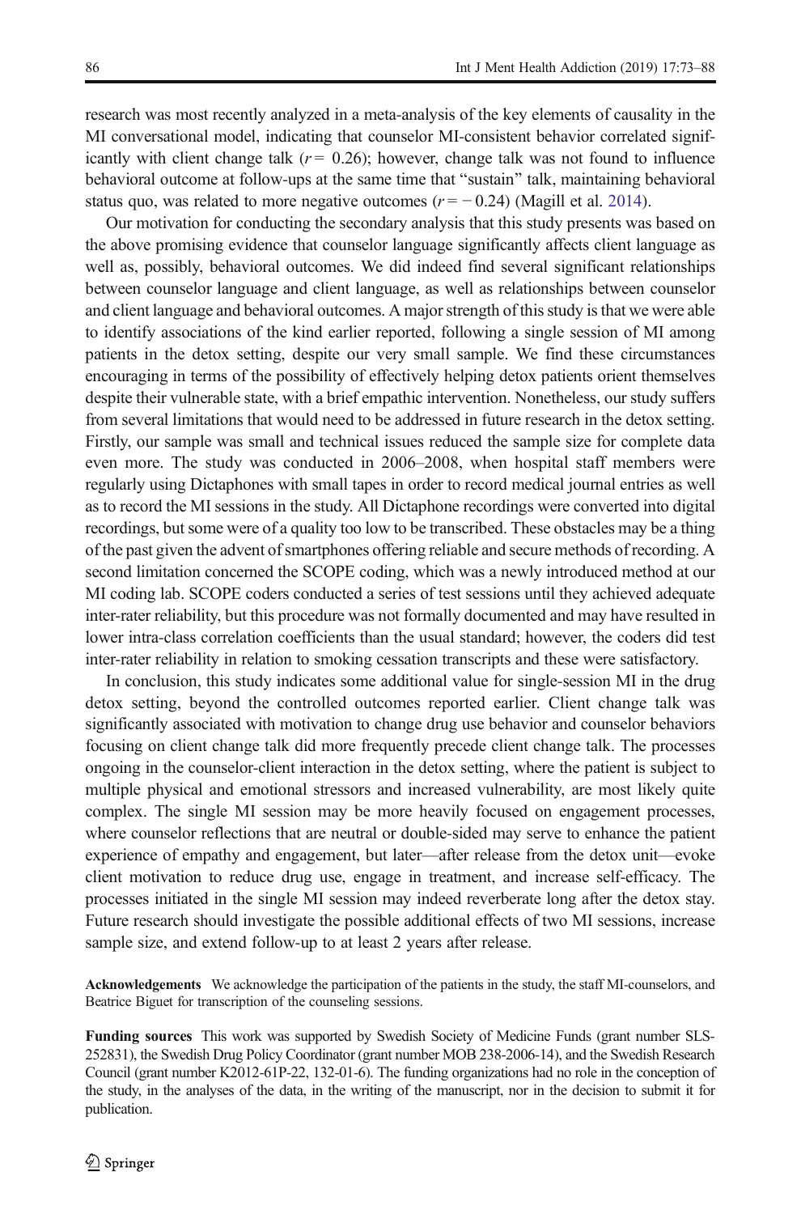research was most recently analyzed in a meta-analysis of the key elements of causality in the MI conversational model, indicating that counselor MI-consistent behavior correlated significantly with client change talk ($r = 0.26$); however, change talk was not found to influence behavioral outcome at follow-ups at the same time that "sustain" talk, maintaining behavioral status quo, was related to more negative outcomes ($r = -0.24$) (Magill et al. 2014).

Our motivation for conducting the secondary analysis that this study presents was based on the above promising evidence that counselor language significantly affects client language as well as, possibly, behavioral outcomes. We did indeed find several significant relationships between counselor language and client language, as well as relationships between counselor and client language and behavioral outcomes. A major strength of this study is that we were able to identify associations of the kind earlier reported, following a single session of MI among patients in the detox setting, despite our very small sample. We find these circumstances encouraging in terms of the possibility of effectively helping detox patients orient themselves despite their vulnerable state, with a brief empathic intervention. Nonetheless, our study suffers from several limitations that would need to be addressed in future research in the detox setting. Firstly, our sample was small and technical issues reduced the sample size for complete data even more. The study was conducted in 2006–2008, when hospital staff members were regularly using Dictaphones with small tapes in order to record medical journal entries as well as to record the MI sessions in the study. All Dictaphone recordings were converted into digital recordings, but some were of a quality too low to be transcribed. These obstacles may be a thing of the past given the advent of smartphones offering reliable and secure methods of recording. A second limitation concerned the SCOPE coding, which was a newly introduced method at our MI coding lab. SCOPE coders conducted a series of test sessions until they achieved adequate inter-rater reliability, but this procedure was not formally documented and may have resulted in lower intra-class correlation coefficients than the usual standard; however, the coders did test inter-rater reliability in relation to smoking cessation transcripts and these were satisfactory.

In conclusion, this study indicates some additional value for single-session MI in the drug detox setting, beyond the controlled outcomes reported earlier. Client change talk was significantly associated with motivation to change drug use behavior and counselor behaviors focusing on client change talk did more frequently precede client change talk. The processes ongoing in the counselor-client interaction in the detox setting, where the patient is subject to multiple physical and emotional stressors and increased vulnerability, are most likely quite complex. The single MI session may be more heavily focused on engagement processes, where counselor reflections that are neutral or double-sided may serve to enhance the patient experience of empathy and engagement, but later—after release from the detox unit—evoke client motivation to reduce drug use, engage in treatment, and increase self-efficacy. The processes initiated in the single MI session may indeed reverberate long after the detox stay. Future research should investigate the possible additional effects of two MI sessions, increase sample size, and extend follow-up to at least 2 years after release.

**Acknowledgements** We acknowledge the participation of the patients in the study, the staff MI-counselors, and Beatrice Biguet for transcription of the counseling sessions.

**Funding sources** This work was supported by Swedish Society of Medicine Funds (grant number SLS-252831), the Swedish Drug Policy Coordinator (grant number MOB 238-2006-14), and the Swedish Research Council (grant number K2012-61P-22, 132-01-6). The funding organizations had no role in the conception of the study, in the analyses of the data, in the writing of the manuscript, nor in the decision to submit it for publication.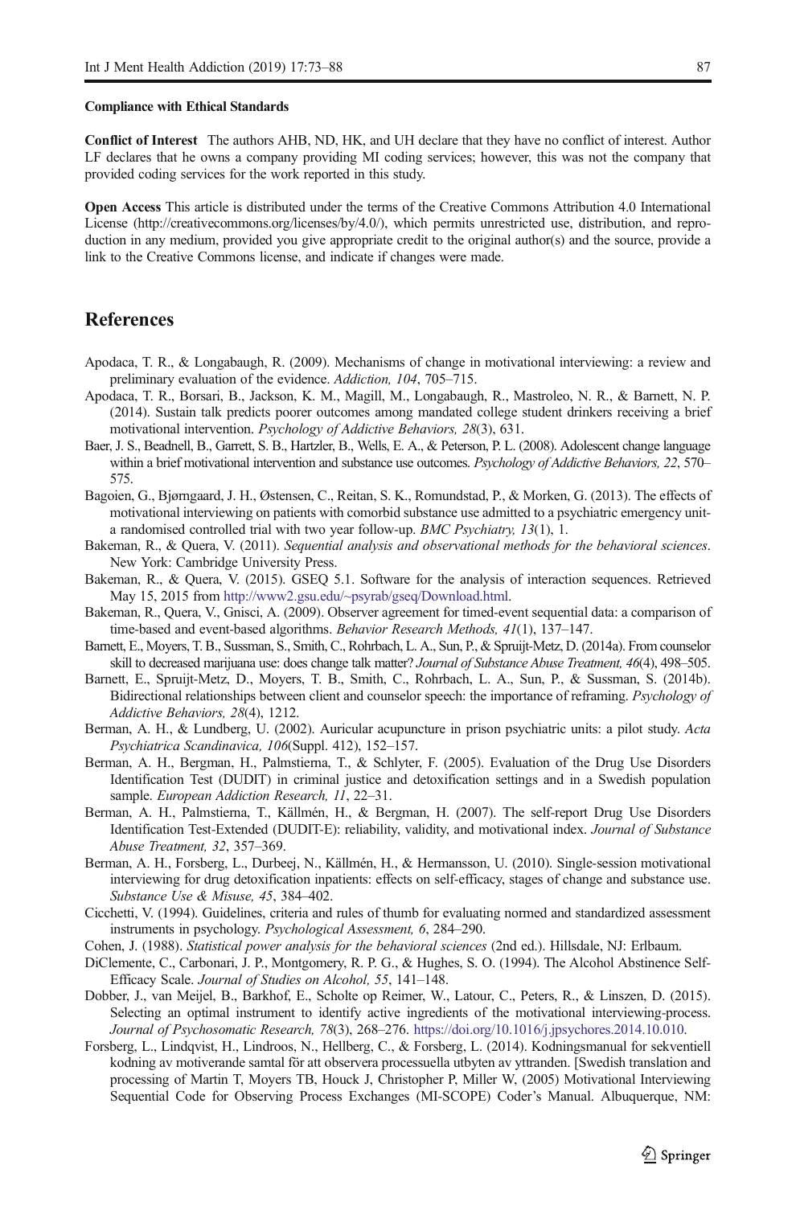**Compliance with Ethical Standards**

**Conflict of Interest** The authors AHB, ND, HK, and UH declare that they have no conflict of interest. Author LF declares that he owns a company providing MI coding services; however, this was not the company that provided coding services for the work reported in this study.

**Open Access** This article is distributed under the terms of the Creative Commons Attribution 4.0 International License (http://creativecommons.org/licenses/by/4.0/), which permits unrestricted use, distribution, and reproduction in any medium, provided you give appropriate credit to the original author(s) and the source, provide a link to the Creative Commons license, and indicate if changes were made.

## References

Apodaca, T. R., & Longabaugh, R. (2009). Mechanisms of change in motivational interviewing: a review and preliminary evaluation of the evidence. *Addiction, 104*, 705–715.

Apodaca, T. R., Borsari, B., Jackson, K. M., Magill, M., Longabaugh, R., Mastroleo, N. R., & Barnett, N. P. (2014). Sustain talk predicts poorer outcomes among mandated college student drinkers receiving a brief motivational intervention. *Psychology of Addictive Behaviors, 28*(3), 631.

Baer, J. S., Beadnell, B., Garrett, S. B., Hartzler, B., Wells, E. A., & Peterson, P. L. (2008). Adolescent change language within a brief motivational intervention and substance use outcomes. *Psychology of Addictive Behaviors, 22*, 570–575.

Bagoien, G., Bjørngaard, J. H., Østensen, C., Reitan, S. K., Romundstad, P., & Morken, G. (2013). The effects of motivational interviewing on patients with comorbid substance use admitted to a psychiatric emergency unit-a randomised controlled trial with two year follow-up. *BMC Psychiatry, 13*(1), 1.

Bakeman, R., & Quera, V. (2011). *Sequential analysis and observational methods for the behavioral sciences*. New York: Cambridge University Press.

Bakeman, R., & Quera, V. (2015). GSEQ 5.1. Software for the analysis of interaction sequences. Retrieved May 15, 2015 from http://www2.gsu.edu/~psyrab/gseq/Download.html.

Bakeman, R., Quera, V., Gnisci, A. (2009). Observer agreement for timed-event sequential data: a comparison of time-based and event-based algorithms. *Behavior Research Methods, 41*(1), 137–147.

Barnett, E., Moyers, T. B., Sussman, S., Smith, C., Rohrbach, L. A., Sun, P., & Spruijt-Metz, D. (2014a). From counselor skill to decreased marijuana use: does change talk matter? *Journal of Substance Abuse Treatment, 46*(4), 498–505.

Barnett, E., Spruijt-Metz, D., Moyers, T. B., Smith, C., Rohrbach, L. A., Sun, P., & Sussman, S. (2014b). Bidirectional relationships between client and counselor speech: the importance of reframing. *Psychology of Addictive Behaviors, 28*(4), 1212.

Berman, A. H., & Lundberg, U. (2002). Auricular acupuncture in prison psychiatric units: a pilot study. *Acta Psychiatrica Scandinavica, 106*(Suppl. 412), 152–157.

Berman, A. H., Bergman, H., Palmstierna, T., & Schlyter, F. (2005). Evaluation of the Drug Use Disorders Identification Test (DUDIT) in criminal justice and detoxification settings and in a Swedish population sample. *European Addiction Research, 11*, 22–31.

Berman, A. H., Palmstierna, T., Källmén, H., & Bergman, H. (2007). The self-report Drug Use Disorders Identification Test-Extended (DUDIT-E): reliability, validity, and motivational index. *Journal of Substance Abuse Treatment, 32*, 357–369.

Berman, A. H., Forsberg, L., Durbeej, N., Källmén, H., & Hermansson, U. (2010). Single-session motivational interviewing for drug detoxification inpatients: effects on self-efficacy, stages of change and substance use. *Substance Use & Misuse, 45*, 384–402.

Cicchetti, V. (1994). Guidelines, criteria and rules of thumb for evaluating normed and standardized assessment instruments in psychology. *Psychological Assessment, 6*, 284–290.

Cohen, J. (1988). *Statistical power analysis for the behavioral sciences* (2nd ed.). Hillsdale, NJ: Erlbaum.

DiClemente, C., Carbonari, J. P., Montgomery, R. P. G., & Hughes, S. O. (1994). The Alcohol Abstinence Self-Efficacy Scale. *Journal of Studies on Alcohol, 55*, 141–148.

Dobber, J., van Meijel, B., Barkhof, E., Scholte op Reimer, W., Latour, C., Peters, R., & Linszen, D. (2015). Selecting an optimal instrument to identify active ingredients of the motivational interviewing-process. *Journal of Psychosomatic Research, 78*(3), 268–276. https://doi.org/10.1016/j.jpsychores.2014.10.010.

Forsberg, L., Lindqvist, H., Lindroos, N., Hellberg, C., & Forsberg, L. (2014). Kodningsmanual för sekventiell kodning av motiverande samtal för att observera processuella utbyten av yttranden. [Swedish translation and processing of Martin T, Moyers TB, Houck J, Christopher P, Miller W, (2005) Motivational Interviewing Sequential Code for Observing Process Exchanges (MI-SCOPE) Coder's Manual. Albuquerque, NM: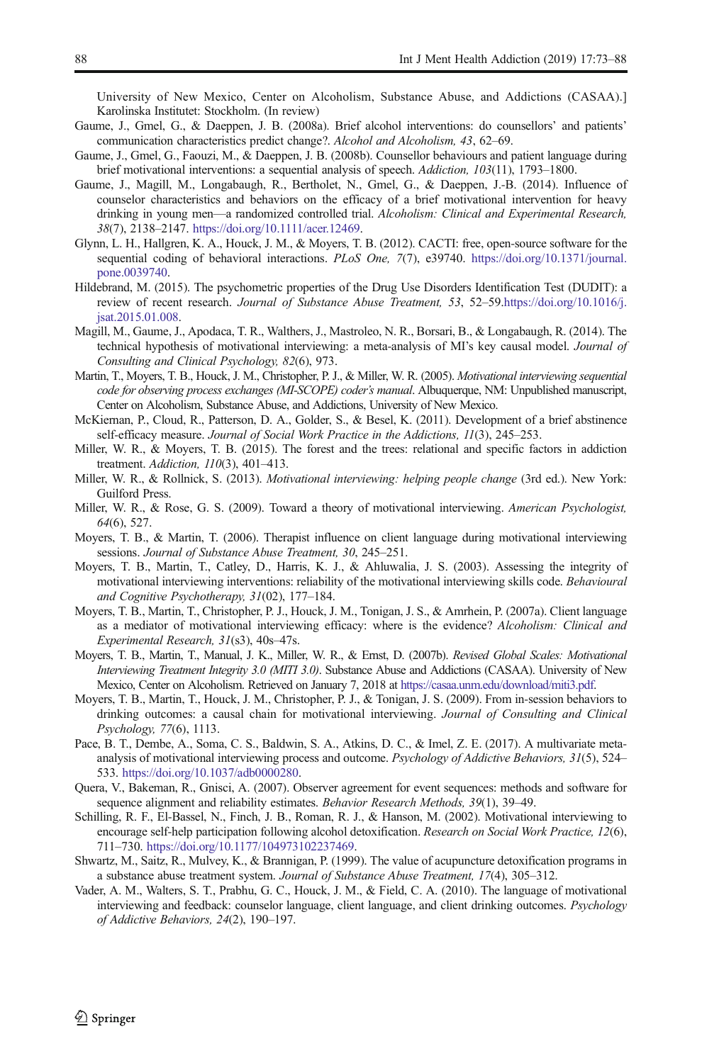University of New Mexico, Center on Alcoholism, Substance Abuse, and Addictions (CASAA).] Karolinska Institutet: Stockholm. (In review)

Gaume, J., Gmel, G., & Daeppen, J. B. (2008a). Brief alcohol interventions: do counsellors' and patients' communication characteristics predict change?. *Alcohol and Alcoholism, 43*, 62–69.

Gaume, J., Gmel, G., Faouzi, M., & Daeppen, J. B. (2008b). Counsellor behaviours and patient language during brief motivational interventions: a sequential analysis of speech. *Addiction, 103*(11), 1793–1800.

Gaume, J., Magill, M., Longabaugh, R., Bertholet, N., Gmel, G., & Daeppen, J.-B. (2014). Influence of counselor characteristics and behaviors on the efficacy of a brief motivational intervention for heavy drinking in young men—a randomized controlled trial. *Alcoholism: Clinical and Experimental Research, 38*(7), 2138–2147. https://doi.org/10.1111/acer.12469.

Glynn, L. H., Hallgren, K. A., Houck, J. M., & Moyers, T. B. (2012). CACTI: free, open-source software for the sequential coding of behavioral interactions. *PLoS One, 7*(7), e39740. https://doi.org/10.1371/journal.pone.0039740.

Hildebrand, M. (2015). The psychometric properties of the Drug Use Disorders Identification Test (DUDIT): a review of recent research. *Journal of Substance Abuse Treatment, 53*, 52–59.https://doi.org/10.1016/j.jsat.2015.01.008.

Magill, M., Gaume, J., Apodaca, T. R., Walthers, J., Mastroleo, N. R., Borsari, B., & Longabaugh, R. (2014). The technical hypothesis of motivational interviewing: a meta-analysis of MI's key causal model. *Journal of Consulting and Clinical Psychology, 82*(6), 973.

Martin, T., Moyers, T. B., Houck, J. M., Christopher, P. J., & Miller, W. R. (2005). *Motivational interviewing sequential code for observing process exchanges (MI-SCOPE) coder's manual*. Albuquerque, NM: Unpublished manuscript, Center on Alcoholism, Substance Abuse, and Addictions, University of New Mexico.

McKiernan, P., Cloud, R., Patterson, D. A., Golder, S., & Besel, K. (2011). Development of a brief abstinence self-efficacy measure. *Journal of Social Work Practice in the Addictions, 11*(3), 245–253.

Miller, W. R., & Moyers, T. B. (2015). The forest and the trees: relational and specific factors in addiction treatment. *Addiction, 110*(3), 401–413.

Miller, W. R., & Rollnick, S. (2013). *Motivational interviewing: helping people change* (3rd ed.). New York: Guilford Press.

Miller, W. R., & Rose, G. S. (2009). Toward a theory of motivational interviewing. *American Psychologist, 64*(6), 527.

Moyers, T. B., & Martin, T. (2006). Therapist influence on client language during motivational interviewing sessions. *Journal of Substance Abuse Treatment, 30*, 245–251.

Moyers, T. B., Martin, T., Catley, D., Harris, K. J., & Ahluwalia, J. S. (2003). Assessing the integrity of motivational interviewing interventions: reliability of the motivational interviewing skills code. *Behavioural and Cognitive Psychotherapy, 31*(02), 177–184.

Moyers, T. B., Martin, T., Christopher, P. J., Houck, J. M., Tonigan, J. S., & Amrhein, P. (2007a). Client language as a mediator of motivational interviewing efficacy: where is the evidence? *Alcoholism: Clinical and Experimental Research, 31*(s3), 40s–47s.

Moyers, T. B., Martin, T., Manual, J. K., Miller, W. R., & Ernst, D. (2007b). *Revised Global Scales: Motivational Interviewing Treatment Integrity 3.0 (MITI 3.0)*. Substance Abuse and Addictions (CASAA). University of New Mexico, Center on Alcoholism. Retrieved on January 7, 2018 at https://casaa.unm.edu/download/miti3.pdf.

Moyers, T. B., Martin, T., Houck, J. M., Christopher, P. J., & Tonigan, J. S. (2009). From in-session behaviors to drinking outcomes: a causal chain for motivational interviewing. *Journal of Consulting and Clinical Psychology, 77*(6), 1113.

Pace, B. T., Dembe, A., Soma, C. S., Baldwin, S. A., Atkins, D. C., & Imel, Z. E. (2017). A multivariate meta-analysis of motivational interviewing process and outcome. *Psychology of Addictive Behaviors, 31*(5), 524–533. https://doi.org/10.1037/adb0000280.

Quera, V., Bakeman, R., Gnisci, A. (2007). Observer agreement for event sequences: methods and software for sequence alignment and reliability estimates. *Behavior Research Methods, 39*(1), 39–49.

Schilling, R. F., El-Bassel, N., Finch, J. B., Roman, R. J., & Hanson, M. (2002). Motivational interviewing to encourage self-help participation following alcohol detoxification. *Research on Social Work Practice, 12*(6), 711–730. https://doi.org/10.1177/104973102237469.

Shwartz, M., Saitz, R., Mulvey, K., & Brannigan, P. (1999). The value of acupuncture detoxification programs in a substance abuse treatment system. *Journal of Substance Abuse Treatment, 17*(4), 305–312.

Vader, A. M., Walters, S. T., Prabhu, G. C., Houck, J. M., & Field, C. A. (2010). The language of motivational interviewing and feedback: counselor language, client language, and client drinking outcomes. *Psychology of Addictive Behaviors, 24*(2), 190–197.